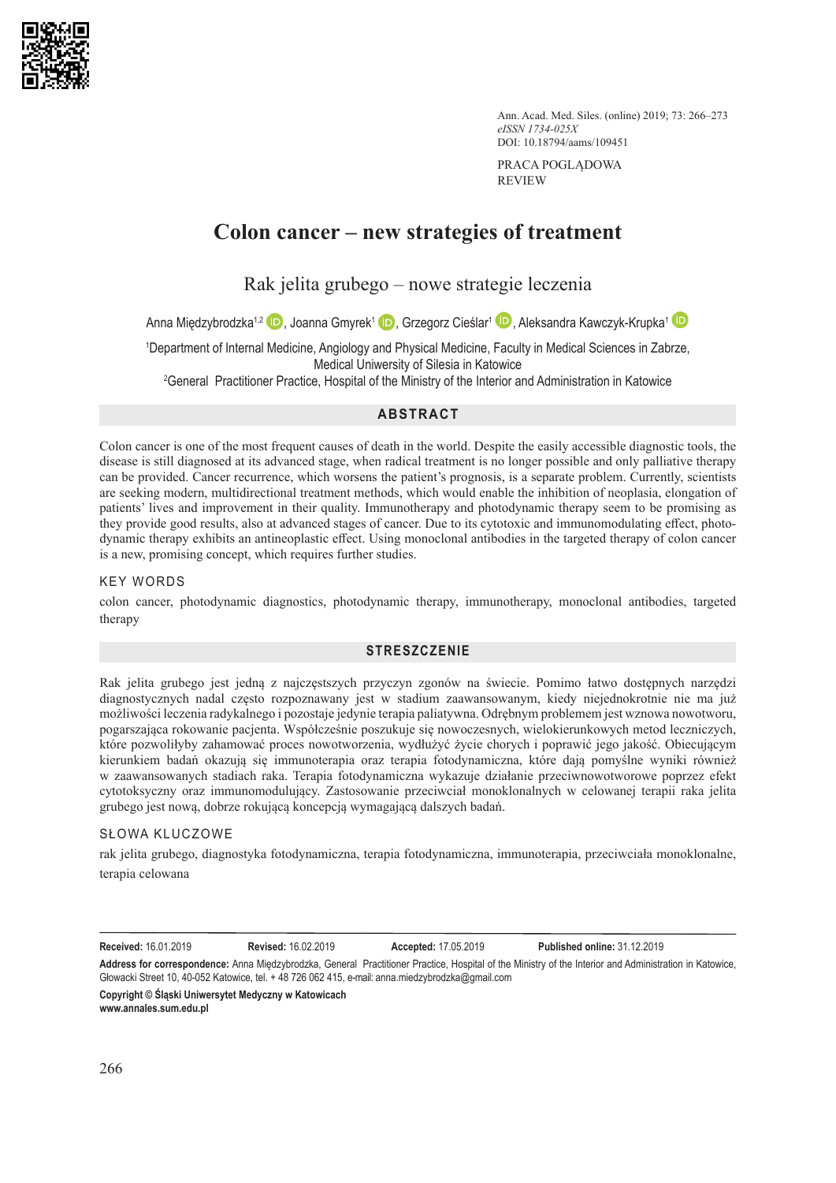PRACA POGLĄDOWA
REVIEW

# Colon cancer – new strategies of treatment

## Rak jelita grubego – nowe strategie leczenia

Anna Międzybrodzka[1,2], Joanna Gmyrek[1], Grzegorz Cieślar[1], Aleksandra Kawczyk-Krupka[1]

[1]Department of Internal Medicine, Angiology and Physical Medicine, Faculty in Medical Sciences in Zabrze, Medical Uniwersity of Silesia in Katowice
[2]General Practitioner Practice, Hospital of the Ministry of the Interior and Administration in Katowice

## ABSTRACT

Colon cancer is one of the most frequent causes of death in the world. Despite the easily accessible diagnostic tools, the disease is still diagnosed at its advanced stage, when radical treatment is no longer possible and only palliative therapy can be provided. Cancer recurrence, which worsens the patient's prognosis, is a separate problem. Currently, scientists are seeking modern, multidirectional treatment methods, which would enable the inhibition of neoplasia, elongation of patients' lives and improvement in their quality. Immunotherapy and photodynamic therapy seem to be promising as they provide good results, also at advanced stages of cancer. Due to its cytotoxic and immunomodulating effect, photodynamic therapy exhibits an antineoplastic effect. Using monoclonal antibodies in the targeted therapy of colon cancer is a new, promising concept, which requires further studies.

### KEY WORDS

colon cancer, photodynamic diagnostics, photodynamic therapy, immunotherapy, monoclonal antibodies, targeted therapy

## STRESZCZENIE

Rak jelita grubego jest jedną z najczęstszych przyczyn zgonów na świecie. Pomimo łatwo dostępnych narzędzi diagnostycznych nadal często rozpoznawany jest w stadium zaawansowanym, kiedy niejednokrotnie nie ma już możliwości leczenia radykalnego i pozostaje jedynie terapia paliatywna. Odrębnym problemem jest wznowa nowotworu, pogarszająca rokowanie pacjenta. Współcześnie poszukuje się nowoczesnych, wielokierunkowych metod leczniczych, które pozwoliłyby zahamować proces nowotworzenia, wydłużyć życie chorych i poprawić jego jakość. Obiecującym kierunkiem badań okazują się immunoterapia oraz terapia fotodynamiczna, które dają pomyślne wyniki również w zaawansowanych stadiach raka. Terapia fotodynamiczna wykazuje działanie przeciwnowotworowe poprzez efekt cytotoksyczny oraz immunomodulujący. Zastosowanie przeciwciał monoklonalnych w celowanej terapii raka jelita grubego jest nową, dobrze rokującą koncepcją wymagającą dalszych badań.

### SŁOWA KLUCZOWE

rak jelita grubego, diagnostyka fotodynamiczna, terapia fotodynamiczna, immunoterapia, przeciwciała monoklonalne, terapia celowana

**Received:** 16.01.2019 **Revised:** 16.02.2019 **Accepted:** 17.05.2019 **Published online:** 31.12.2019

**Address for correspondence:** Anna Międzybrodzka, General Practitioner Practice, Hospital of the Ministry of the Interior and Administration in Katowice, Głowacki Street 10, 40-052 Katowice, tel. + 48 726 062 415, e-mail: anna.miedzybrodzka@gmail.com

**Copyright © Śląski Uniwersytet Medyczny w Katowicach**
**www.annales.sum.edu.pl**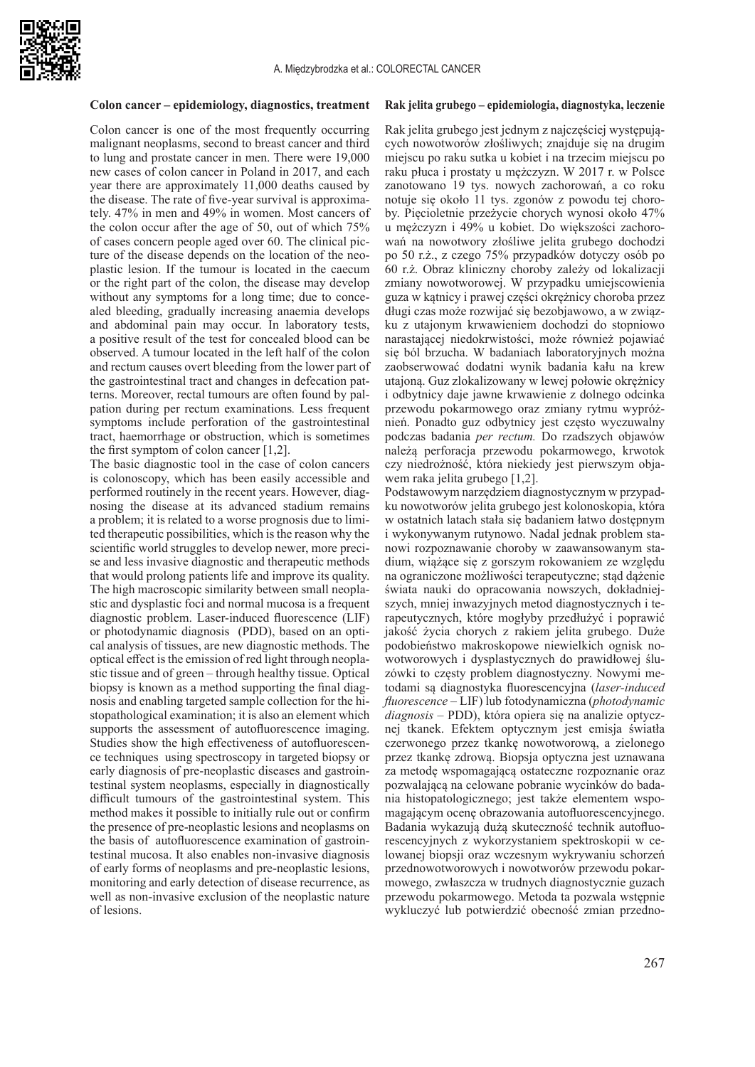**Colon cancer – epidemiology, diagnostics, treatment**

Colon cancer is one of the most frequently occurring malignant neoplasms, second to breast cancer and third to lung and prostate cancer in men. There were 19,000 new cases of colon cancer in Poland in 2017, and each year there are approximately 11,000 deaths caused by the disease. The rate of five-year survival is approximately. 47% in men and 49% in women. Most cancers of the colon occur after the age of 50, out of which 75% of cases concern people aged over 60. The clinical picture of the disease depends on the location of the neoplastic lesion. If the tumour is located in the caecum or the right part of the colon, the disease may develop without any symptoms for a long time; due to concealed bleeding, gradually increasing anaemia develops and abdominal pain may occur. In laboratory tests, a positive result of the test for concealed blood can be observed. A tumour located in the left half of the colon and rectum causes overt bleeding from the lower part of the gastrointestinal tract and changes in defecation patterns. Moreover, rectal tumours are often found by palpation during per rectum examinations*.* Less frequent symptoms include perforation of the gastrointestinal tract, haemorrhage or obstruction, which is sometimes the first symptom of colon cancer [1,2].

The basic diagnostic tool in the case of colon cancers is colonoscopy, which has been easily accessible and performed routinely in the recent years. However, diagnosing the disease at its advanced stadium remains a problem; it is related to a worse prognosis due to limited therapeutic possibilities, which is the reason why the scientific world struggles to develop newer, more precise and less invasive diagnostic and therapeutic methods that would prolong patients life and improve its quality. The high macroscopic similarity between small neoplastic and dysplastic foci and normal mucosa is a frequent diagnostic problem. Laser-induced fluorescence (LIF) or photodynamic diagnosis (PDD), based on an optical analysis of tissues, are new diagnostic methods. The optical effect is the emission of red light through neoplastic tissue and of green – through healthy tissue. Optical biopsy is known as a method supporting the final diagnosis and enabling targeted sample collection for the histopathological examination; it is also an element which supports the assessment of autofluorescence imaging. Studies show the high effectiveness of autofluorescence techniques using spectroscopy in targeted biopsy or early diagnosis of pre-neoplastic diseases and gastrointestinal system neoplasms, especially in diagnostically difficult tumours of the gastrointestinal system. This method makes it possible to initially rule out or confirm the presence of pre-neoplastic lesions and neoplasms on the basis of autofluorescence examination of gastrointestinal mucosa. It also enables non-invasive diagnosis of early forms of neoplasms and pre-neoplastic lesions, monitoring and early detection of disease recurrence, as well as non-invasive exclusion of the neoplastic nature of lesions.

**Rak jelita grubego – epidemiologia, diagnostyka, leczenie**

Rak jelita grubego jest jednym z najczęściej występujących nowotworów złośliwych; znajduje się na drugim miejscu po raku sutka u kobiet i na trzecim miejscu po raku płuca i prostaty u mężczyzn. W 2017 r. w Polsce zanotowano 19 tys. nowych zachorowań, a co roku notuje się około 11 tys. zgonów z powodu tej choroby. Pięcioletnie przeżycie chorych wynosi około 47% u mężczyzn i 49% u kobiet. Do większości zachorowań na nowotwory złośliwe jelita grubego dochodzi po 50 r.ż., z czego 75% przypadków dotyczy osób po 60 r.ż. Obraz kliniczny choroby zależy od lokalizacji zmiany nowotworowej. W przypadku umiejscowienia guza w kątnicy i prawej części okrężnicy choroba przez długi czas może rozwijać się bezobjawowo, a w związku z utajonym krwawieniem dochodzi do stopniowo narastającej niedokrwistości, może również pojawiać się ból brzucha. W badaniach laboratoryjnych można zaobserwować dodatni wynik badania kału na krew utajoną. Guz zlokalizowany w lewej połowie okrężnicy i odbytnicy daje jawne krwawienie z dolnego odcinka przewodu pokarmowego oraz zmiany rytmu wypróżnień. Ponadto guz odbytnicy jest często wyczuwalny podczas badania *per rectum.* Do rzadszych objawów należą perforacja przewodu pokarmowego, krwotok czy niedrożność, która niekiedy jest pierwszym objawem raka jelita grubego [1,2].

Podstawowym narzędziem diagnostycznym w przypadku nowotworów jelita grubego jest kolonoskopia, która w ostatnich latach stała się badaniem łatwo dostępnym i wykonywanym rutynowo. Nadal jednak problem stanowi rozpoznawanie choroby w zaawansowanym stadium, wiążące się z gorszym rokowaniem ze względu na ograniczone możliwości terapeutyczne; stąd dążenie świata nauki do opracowania nowszych, dokładniejszych, mniej inwazyjnych metod diagnostycznych i terapeutycznych, które mogłyby przedłużyć i poprawić jakość życia chorych z rakiem jelita grubego. Duże podobieństwo makroskopowe niewielkich ognisk nowotworowych i dysplastycznych do prawidłowej śluzówki to częsty problem diagnostyczny. Nowymi metodami są diagnostyka fluorescencyjna (*laser-induced fluorescence* – LIF) lub fotodynamiczna (*photodynamic diagnosis* – PDD), która opiera się na analizie optycznej tkanek. Efektem optycznym jest emisja światła czerwonego przez tkankę nowotworową, a zielonego przez tkankę zdrową. Biopsja optyczna jest uznawana za metodę wspomagającą ostateczne rozpoznanie oraz pozwalającą na celowane pobranie wycinków do badania histopatologicznego; jest także elementem wspomagającym ocenę obrazowania autofluorescencyjnego. Badania wykazują dużą skuteczność technik autofluorescencyjnych z wykorzystaniem spektroskopii w celowanej biopsji oraz wczesnym wykrywaniu schorzeń przednowotworowych i nowotworów przewodu pokarmowego, zwłaszcza w trudnych diagnostycznie guzach przewodu pokarmowego. Metoda ta pozwala wstępnie wykluczyć lub potwierdzić obecność zmian przedno-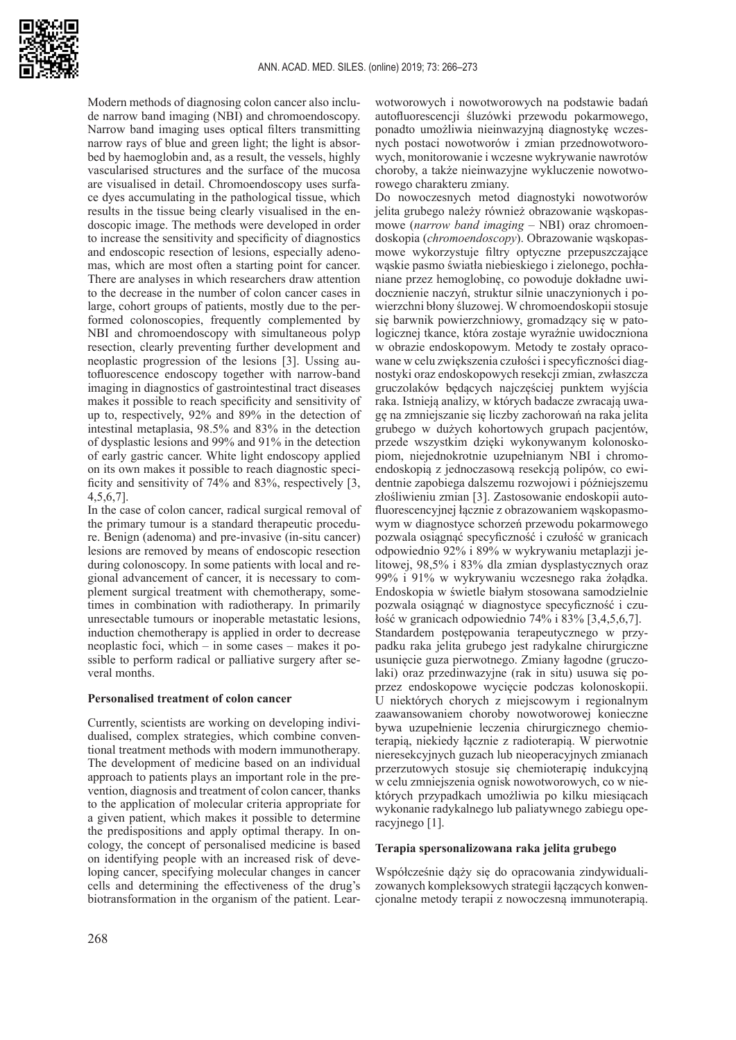Modern methods of diagnosing colon cancer also include narrow band imaging (NBI) and chromoendoscopy. Narrow band imaging uses optical filters transmitting narrow rays of blue and green light; the light is absorbed by haemoglobin and, as a result, the vessels, highly vascularised structures and the surface of the mucosa are visualised in detail. Chromoendoscopy uses surface dyes accumulating in the pathological tissue, which results in the tissue being clearly visualised in the endoscopic image. The methods were developed in order to increase the sensitivity and specificity of diagnostics and endoscopic resection of lesions, especially adenomas, which are most often a starting point for cancer. There are analyses in which researchers draw attention to the decrease in the number of colon cancer cases in large, cohort groups of patients, mostly due to the performed colonoscopies, frequently complemented by NBI and chromoendoscopy with simultaneous polyp resection, clearly preventing further development and neoplastic progression of the lesions [3]. Using autofluorescence endoscopy together with narrow-band imaging in diagnostics of gastrointestinal tract diseases makes it possible to reach specificity and sensitivity of up to, respectively, 92% and 89% in the detection of intestinal metaplasia, 98.5% and 83% in the detection of dysplastic lesions and 99% and 91% in the detection of early gastric cancer. White light endoscopy applied on its own makes it possible to reach diagnostic specificity and sensitivity of 74% and 83%, respectively [3, 4,5,6,7].

In the case of colon cancer, radical surgical removal of the primary tumour is a standard therapeutic procedure. Benign (adenoma) and pre-invasive (in-situ cancer) lesions are removed by means of endoscopic resection during colonoscopy. In some patients with local and regional advancement of cancer, it is necessary to complement surgical treatment with chemotherapy, sometimes in combination with radiotherapy. In primarily unresectable tumours or inoperable metastatic lesions, induction chemotherapy is applied in order to decrease neoplastic foci, which – in some cases – makes it possible to perform radical or palliative surgery after several months.

**Personalised treatment of colon cancer**

Currently, scientists are working on developing individualised, complex strategies, which combine conventional treatment methods with modern immunotherapy. The development of medicine based on an individual approach to patients plays an important role in the prevention, diagnosis and treatment of colon cancer, thanks to the application of molecular criteria appropriate for a given patient, which makes it possible to determine the predispositions and apply optimal therapy. In oncology, the concept of personalised medicine is based on identifying people with an increased risk of developing cancer, specifying molecular changes in cancer cells and determining the effectiveness of the drug's biotransformation in the organism of the patient. Lear-

wotworowych i nowotworowych na podstawie badań autofluorescencji śluzówki przewodu pokarmowego, ponadto umożliwia nieinwazyjną diagnostykę wczesnych postaci nowotworów i zmian przednowotworowych, monitorowanie i wczesne wykrywanie nawrotów choroby, a także nieinwazyjne wykluczenie nowotworowego charakteru zmiany.

Do nowoczesnych metod diagnostyki nowotworów jelita grubego należy również obrazowanie wąskopasmowe (*narrow band imaging* – NBI) oraz chromoendoskopia (*chromoendoscopy*). Obrazowanie wąskopasmowe wykorzystuje filtry optyczne przepuszczające wąskie pasmo światła niebieskiego i zielonego, pochłaniane przez hemoglobinę, co powoduje dokładne uwidocznienie naczyń, struktur silnie unaczynionych i powierzchni błony śluzowej. W chromoendoskopii stosuje się barwnik powierzchniowy, gromadzący się w patologicznej tkance, która zostaje wyraźnie uwidoczniona w obrazie endoskopowym. Metody te zostały opracowane w celu zwiększenia czułości i specyficzności diagnostyki oraz endoskopowych resekcji zmian, zwłaszcza gruczolaków będących najczęściej punktem wyjścia raka. Istnieją analizy, w których badacze zwracają uwagę na zmniejszanie się liczby zachorowań na raka jelita grubego w dużych kohortowych grupach pacjentów, przede wszystkim dzięki wykonywanym kolonoskopiom, niejednokrotnie uzupełnianym NBI i chromoendoskopią z jednoczasową resekcją polipów, co ewidentnie zapobiega dalszemu rozwojowi i późniejszemu złośliwieniu zmian [3]. Zastosowanie endoskopii autofluorescencyjnej łącznie z obrazowaniem wąskopasmowym w diagnostyce schorzeń przewodu pokarmowego pozwala osiągnąć specyficzność i czułość w granicach odpowiednio 92% i 89% w wykrywaniu metaplazji jelitowej, 98,5% i 83% dla zmian dysplastycznych oraz 99% i 91% w wykrywaniu wczesnego raka żołądka. Endoskopia w świetle białym stosowana samodzielnie pozwala osiągnąć w diagnostyce specyficzność i czułość w granicach odpowiednio 74% i 83% [3,4,5,6,7].

Standardem postępowania terapeutycznego w przypadku raka jelita grubego jest radykalne chirurgiczne usunięcie guza pierwotnego. Zmiany łagodne (gruczolaki) oraz przedinwazyjne (rak in situ) usuwa się poprzez endoskopowe wycięcie podczas kolonoskopii. U niektórych chorych z miejscowym i regionalnym zaawansowaniem choroby nowotworowej konieczne bywa uzupełnienie leczenia chirurgicznego chemioterapią, niekiedy łącznie z radioterapią. W pierwotnie nieresekcyjnych guzach lub nieoperacyjnych zmianach przerzutowych stosuje się chemioterapię indukcyjną w celu zmniejszenia ognisk nowotworowych, co w niektórych przypadkach umożliwia po kilku miesiącach wykonanie radykalnego lub paliatywnego zabiegu operacyjnego [1].

**Terapia spersonalizowana raka jelita grubego**

Współcześnie dąży się do opracowania zindywidualizowanych kompleksowych strategii łączących konwencjonalne metody terapii z nowoczesną immunoterapią.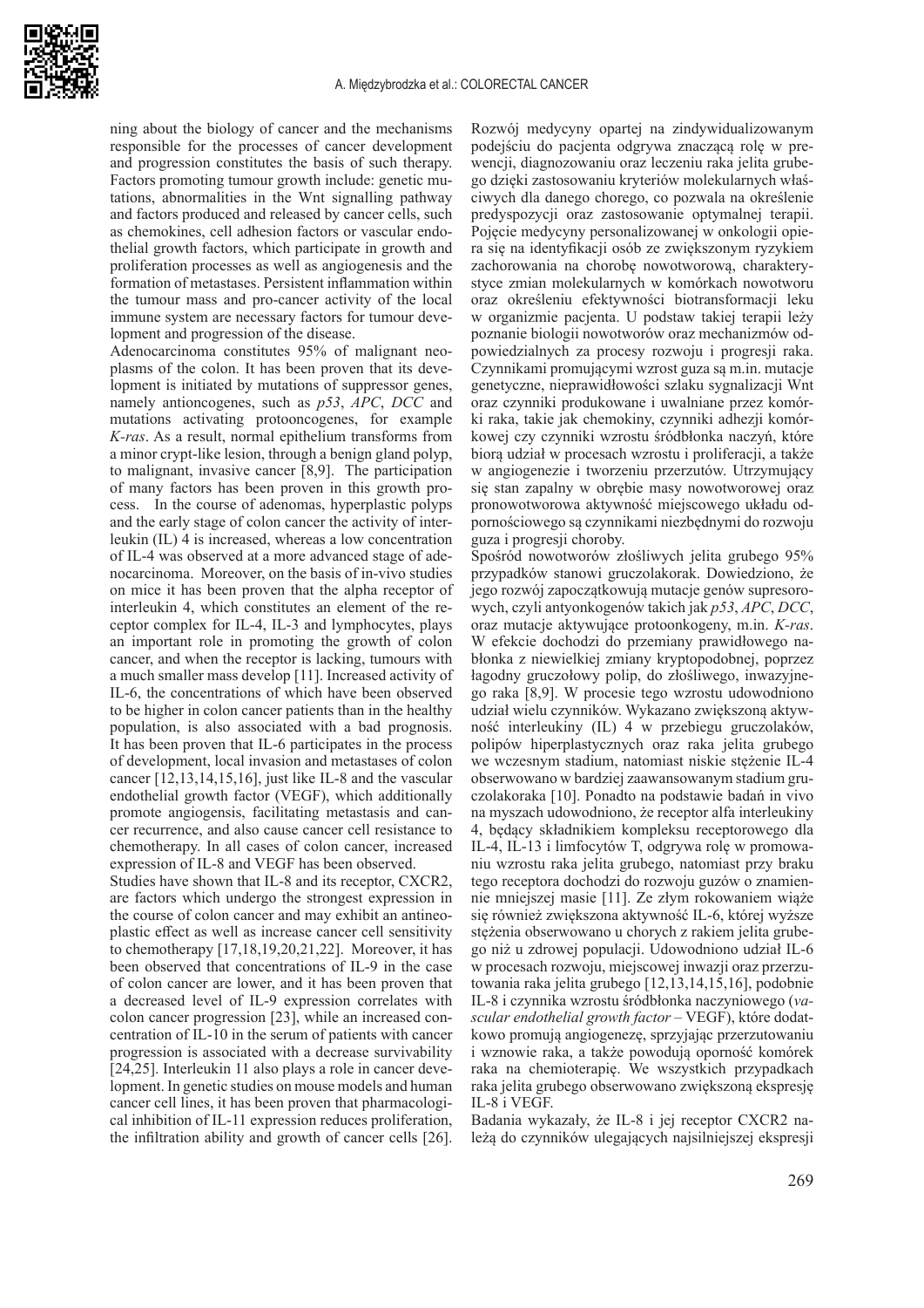ning about the biology of cancer and the mechanisms responsible for the processes of cancer development and progression constitutes the basis of such therapy. Factors promoting tumour growth include: genetic mutations, abnormalities in the Wnt signalling pathway and factors produced and released by cancer cells, such as chemokines, cell adhesion factors or vascular endothelial growth factors, which participate in growth and proliferation processes as well as angiogenesis and the formation of metastases. Persistent inflammation within the tumour mass and pro-cancer activity of the local immune system are necessary factors for tumour development and progression of the disease.

Adenocarcinoma constitutes 95% of malignant neoplasms of the colon. It has been proven that its development is initiated by mutations of suppressor genes, namely antioncogenes, such as *p53*, *APC*, *DCC* and mutations activating protooncogenes, for example *K-ras*. As a result, normal epithelium transforms from a minor crypt-like lesion, through a benign gland polyp, to malignant, invasive cancer [8,9]. The participation of many factors has been proven in this growth process. In the course of adenomas, hyperplastic polyps and the early stage of colon cancer the activity of interleukin (IL) 4 is increased, whereas a low concentration of IL-4 was observed at a more advanced stage of adenocarcinoma. Moreover, on the basis of in-vivo studies on mice it has been proven that the alpha receptor of interleukin 4, which constitutes an element of the receptor complex for IL-4, IL-3 and lymphocytes, plays an important role in promoting the growth of colon cancer, and when the receptor is lacking, tumours with a much smaller mass develop [11]. Increased activity of IL-6, the concentrations of which have been observed to be higher in colon cancer patients than in the healthy population, is also associated with a bad prognosis. It has been proven that IL-6 participates in the process of development, local invasion and metastases of colon cancer [12,13,14,15,16], just like IL-8 and the vascular endothelial growth factor (VEGF), which additionally promote angiongesis, facilitating metastasis and cancer recurrence, and also cause cancer cell resistance to chemotherapy. In all cases of colon cancer, increased expression of IL-8 and VEGF has been observed.

Studies have shown that IL-8 and its receptor, CXCR2, are factors which undergo the strongest expression in the course of colon cancer and may exhibit an antineoplastic effect as well as increase cancer cell sensitivity to chemotherapy [17,18,19,20,21,22]. Moreover, it has been observed that concentrations of IL-9 in the case of colon cancer are lower, and it has been proven that a decreased level of IL-9 expression correlates with colon cancer progression [23], while an increased concentration of IL-10 in the serum of patients with cancer progression is associated with a decrease survivability [24,25]. Interleukin 11 also plays a role in cancer development. In genetic studies on mouse models and human cancer cell lines, it has been proven that pharmacological inhibition of IL-11 expression reduces proliferation, the infiltration ability and growth of cancer cells [26].

Rozwój medycyny opartej na zindywidualizowanym podejściu do pacjenta odgrywa znaczącą rolę w prewencji, diagnozowaniu oraz leczeniu raka jelita grubego dzięki zastosowaniu kryteriów molekularnych właściwych dla danego chorego, co pozwala na określenie predyspozycji oraz zastosowanie optymalnej terapii. Pojęcie medycyny personalizowanej w onkologii opiera się na identyfikacji osób ze zwiększonym ryzykiem zachorowania na chorobę nowotworową, charakterystyce zmian molekularnych w komórkach nowotworu oraz określeniu efektywności biotransformacji leku w organizmie pacjenta. U podstaw takiej terapii leży poznanie biologii nowotworów oraz mechanizmów odpowiedzialnych za procesy rozwoju i progresji raka. Czynnikami promującymi wzrost guza są m.in. mutacje genetyczne, nieprawidłowości szlaku sygnalizacji Wnt oraz czynniki produkowane i uwalniane przez komórki raka, takie jak chemokiny, czynniki adhezji komórkowej czy czynniki wzrostu śródbłonka naczyń, które biorą udział w procesach wzrostu i proliferacji, a także w angiogenezie i tworzeniu przerzutów. Utrzymujący się stan zapalny w obrębie masy nowotworowej oraz pronowotworowa aktywność miejscowego układu odpornościowego są czynnikami niezbędnymi do rozwoju guza i progresji choroby.

Spośród nowotworów złośliwych jelita grubego 95% przypadków stanowi gruczolakorak. Dowiedziono, że jego rozwój zapoczątkowują mutacje genów supresorowych, czyli antyonkogenów takich jak *p53*, *APC*, *DCC*, oraz mutacje aktywujące protoonkogeny, m.in. *K-ras*. W efekcie dochodzi do przemiany prawidłowego nabłonka z niewielkiej zmiany kryptopodobnej, poprzez łagodny gruczołowy polip, do złośliwego, inwazyjnego raka [8,9]. W procesie tego wzrostu udowodniono udział wielu czynników. Wykazano zwiększoną aktywność interleukiny (IL) 4 w przebiegu gruczolaków, polipów hiperplastycznych oraz raka jelita grubego we wczesnym stadium, natomiast niskie stężenie IL-4 obserwowano w bardziej zaawansowanym stadium gruczolakoraka [10]. Ponadto na podstawie badań in vivo na myszach udowodniono, że receptor alfa interleukiny 4, będący składnikiem kompleksu receptorowego dla IL-4, IL-13 i limfocytów T, odgrywa rolę w promowaniu wzrostu raka jelita grubego, natomiast przy braku tego receptora dochodzi do rozwoju guzów o znamiennie mniejszej masie [11]. Ze złym rokowaniem wiąże się również zwiększona aktywność IL-6, której wyższe stężenia obserwowano u chorych z rakiem jelita grubego niż u zdrowej populacji. Udowodniono udział IL-6 w procesach rozwoju, miejscowej inwazji oraz przerzutowania raka jelita grubego [12,13,14,15,16], podobnie IL-8 i czynnika wzrostu śródbłonka naczyniowego (*vascular endothelial growth factor* – VEGF), które dodatkowo promują angiogenezę, sprzyjając przerzutowaniu i wznowie raka, a także powodują oporność komórek raka na chemioterapię. We wszystkich przypadkach raka jelita grubego obserwowano zwiększoną ekspresję IL-8 i VEGF.

Badania wykazały, że IL-8 i jej receptor CXCR2 należą do czynników ulegających najsilniejszej ekspresji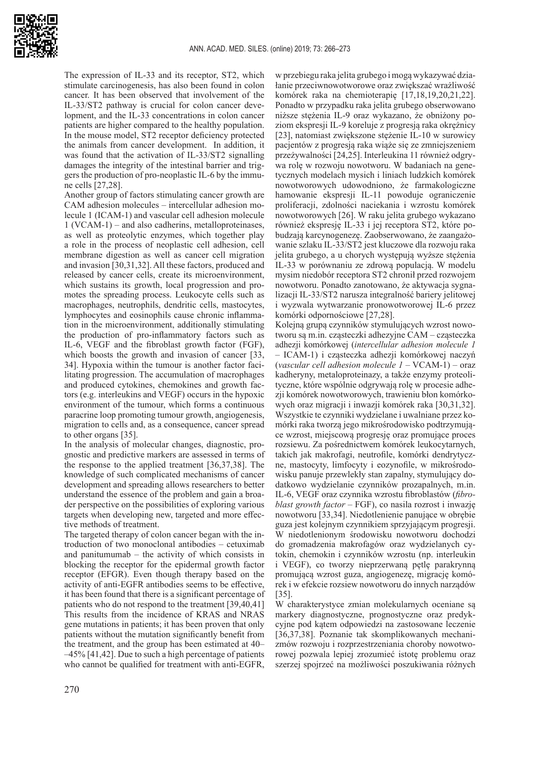The expression of IL-33 and its receptor, ST2, which stimulate carcinogenesis, has also been found in colon cancer. It has been observed that involvement of the IL-33/ST2 pathway is crucial for colon cancer development, and the IL-33 concentrations in colon cancer patients are higher compared to the healthy population. In the mouse model, ST2 receptor deficiency protected the animals from cancer development. In addition, it was found that the activation of IL-33/ST2 signalling damages the integrity of the intestinal barrier and triggers the production of pro-neoplastic IL-6 by the immune cells [27,28].

Another group of factors stimulating cancer growth are CAM adhesion molecules – intercellular adhesion molecule 1 (ICAM-1) and vascular cell adhesion molecule 1 (VCAM-1) – and also cadherins, metalloproteinases, as well as proteolytic enzymes, which together play a role in the process of neoplastic cell adhesion, cell membrane digestion as well as cancer cell migration and invasion [30,31,32]. All these factors, produced and released by cancer cells, create its microenvironment, which sustains its growth, local progression and promotes the spreading process. Leukocyte cells such as macrophages, neutrophils, dendritic cells, mastocytes, lymphocytes and eosinophils cause chronic inflammation in the microenvironment, additionally stimulating the production of pro-inflammatory factors such as IL-6, VEGF and the fibroblast growth factor (FGF), which boosts the growth and invasion of cancer [33, 34]. Hypoxia within the tumour is another factor facilitating progression. The accumulation of macrophages and produced cytokines, chemokines and growth factors (e.g. interleukins and VEGF) occurs in the hypoxic environment of the tumour, which forms a continuous paracrine loop promoting tumour growth, angiogenesis, migration to cells and, as a consequence, cancer spread to other organs [35].

In the analysis of molecular changes, diagnostic, prognostic and predictive markers are assessed in terms of the response to the applied treatment [36,37,38]. The knowledge of such complicated mechanisms of cancer development and spreading allows researchers to better understand the essence of the problem and gain a broader perspective on the possibilities of exploring various targets when developing new, targeted and more effective methods of treatment.

The targeted therapy of colon cancer began with the introduction of two monoclonal antibodies – cetuximab and panitumumab – the activity of which consists in blocking the receptor for the epidermal growth factor receptor (EGFR). Even though therapy based on the activity of anti-EGFR antibodies seems to be effective, it has been found that there is a significant percentage of patients who do not respond to the treatment [39,40,41] This results from the incidence of KRAS and NRAS gene mutations in patients; it has been proven that only patients without the mutation significantly benefit from the treatment, and the group has been estimated at 40–45% [41,42]. Due to such a high percentage of patients who cannot be qualified for treatment with anti-EGFR,

w przebiegu raka jelita grubego i mogą wykazywać działanie przeciwnowotworowe oraz zwiększać wrażliwość komórek raka na chemioterapię [17,18,19,20,21,22]. Ponadto w przypadku raka jelita grubego obserwowano niższe stężenia IL-9 oraz wykazano, że obniżony poziom ekspresji IL-9 koreluje z progresją raka okrężnicy [23], natomiast zwiększone stężenie IL-10 w surowicy pacjentów z progresją raka wiąże się ze zmniejszeniem przeżywalności [24,25]. Interleukina 11 również odgrywa rolę w rozwoju nowotworu. W badaniach na genetycznych modelach mysich i liniach ludzkich komórek nowotworowych udowodniono, że farmakologiczne hamowanie ekspresji IL-11 powoduje ograniczenie proliferacji, zdolności naciekania i wzrostu komórek nowotworowych [26]. W raku jelita grubego wykazano również ekspresję IL-33 i jej receptora ST2, które pobudzają karcynogenezę. Zaobserwowano, że zaangażowanie szlaku IL-33/ST2 jest kluczowe dla rozwoju raka jelita grubego, a u chorych występują wyższe stężenia IL-33 w porównaniu ze zdrową populacją. W modelu mysim niedobór receptora ST2 chronił przed rozwojem nowotworu. Ponadto zanotowano, że aktywacja sygnalizacji IL-33/ST2 narusza integralność bariery jelitowej i wyzwala wytwarzanie pronowotworowej IL-6 przez komórki odpornościowe [27,28].

Kolejną grupą czynników stymulujących wzrost nowotworu są m.in. cząsteczki adhezyjne CAM – cząsteczka adhezji komórkowej (*intercellular adhesion molecule 1* – ICAM-1) i cząsteczka adhezji komórkowej naczyń (*vascular cell adhesion molecule 1* – VCAM-1) – oraz kadheryny, metaloproteinazy, a także enzymy proteolityczne, które wspólnie odgrywają rolę w procesie adhezji komórek nowotworowych, trawieniu błon komórkowych oraz migracji i inwazji komórek raka [30,31,32]. Wszystkie te czynniki wydzielane i uwalniane przez komórki raka tworzą jego mikrośrodowisko podtrzymujące wzrost, miejscową progresję oraz promujące proces rozsiewu. Za pośrednictwem komórek leukocytarnych, takich jak makrofagi, neutrofile, komórki dendrytyczne, mastocyty, limfocyty i eozynofile, w mikrośrodowisku panuje przewlekły stan zapalny, stymulujący dodatkowo wydzielanie czynników prozapalnych, m.in. IL-6, VEGF oraz czynnika wzrostu fibroblastów (*fibroblast growth factor* – FGF), co nasila rozrost i inwazję nowotworu [33,34]. Niedotlenienie panujące w obrębie guza jest kolejnym czynnikiem sprzyjającym progresji. W niedotlenionym środowisku nowotworu dochodzi do gromadzenia makrofagów oraz wydzielanych cytokin, chemokin i czynników wzrostu (np. interleukin i VEGF), co tworzy nieprzerwaną pętlę parakrynną promującą wzrost guza, angiogenezę, migrację komórek i w efekcie rozsiew nowotworu do innych narządów [35].

W charakterystyce zmian molekularnych oceniane są markery diagnostyczne, prognostyczne oraz predykcyjne pod kątem odpowiedzi na zastosowane leczenie [36,37,38]. Poznanie tak skomplikowanych mechanizmów rozwoju i rozprzestrzeniania choroby nowotworowej pozwala lepiej zrozumieć istotę problemu oraz szerzej spojrzeć na możliwości poszukiwania różnych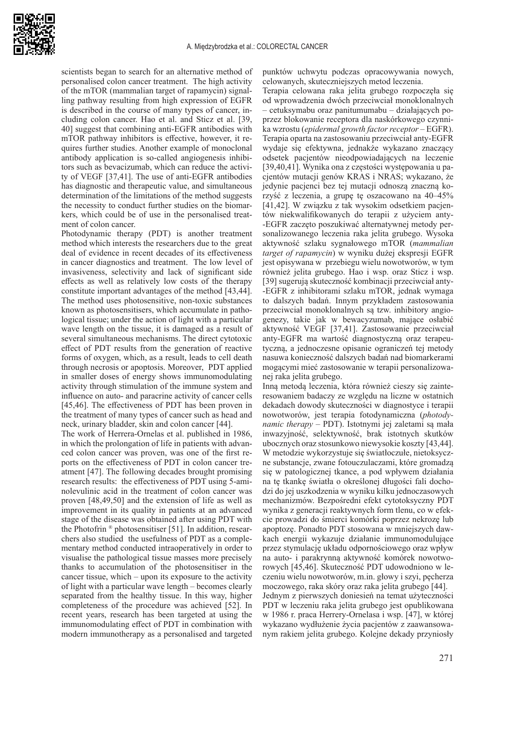scientists began to search for an alternative method of personalised colon cancer treatment. The high activity of the mTOR (mammalian target of rapamycin) signalling pathway resulting from high expression of EGFR is described in the course of many types of cancer, including colon cancer. Hao et al. and Sticz et al. [39, 40] suggest that combining anti-EGFR antibodies with mTOR pathway inhibitors is effective, however, it requires further studies. Another example of monoclonal antibody application is so-called angiogenesis inhibitors such as bevacizumab, which can reduce the activity of VEGF [37,41]. The use of anti-EGFR antibodies has diagnostic and therapeutic value, and simultaneous determination of the limitations of the method suggests the necessity to conduct further studies on the biomarkers, which could be of use in the personalised treatment of colon cancer.

Photodynamic therapy (PDT) is another treatment method which interests the researchers due to the great deal of evidence in recent decades of its effectiveness in cancer diagnostics and treatment. The low level of invasiveness, selectivity and lack of significant side effects as well as relatively low costs of the therapy constitute important advantages of the method [43,44]. The method uses photosensitive, non-toxic substances known as photosensitisers, which accumulate in pathological tissue; under the action of light with a particular wave length on the tissue, it is damaged as a result of several simultaneous mechanisms. The direct cytotoxic effect of PDT results from the generation of reactive forms of oxygen, which, as a result, leads to cell death through necrosis or apoptosis. Moreover, PDT applied in smaller doses of energy shows immunomodulating activity through stimulation of the immune system and influence on auto- and paracrine activity of cancer cells [45,46]. The effectiveness of PDT has been proven in the treatment of many types of cancer such as head and neck, urinary bladder, skin and colon cancer [44].

The work of Herrera-Ornelas et al. published in 1986, in which the prolongation of life in patients with advanced colon cancer was proven, was one of the first reports on the effectiveness of PDT in colon cancer treatment [47]. The following decades brought promising research results: the effectiveness of PDT using 5-aminolevulinic acid in the treatment of colon cancer was proven [48,49,50] and the extension of life as well as improvement in its quality in patients at an advanced stage of the disease was obtained after using PDT with the Photofrin ® photosensitiser [51]. In addition, researchers also studied the usefulness of PDT as a complementary method conducted intraoperatively in order to visualise the pathological tissue masses more precisely thanks to accumulation of the photosensitiser in the cancer tissue, which – upon its exposure to the activity of light with a particular wave length – becomes clearly separated from the healthy tissue. In this way, higher completeness of the procedure was achieved [52]. In recent years, research has been targeted at using the immunomodulating effect of PDT in combination with modern immunotherapy as a personalised and targeted

punktów uchwytu podczas opracowywania nowych, celowanych, skuteczniejszych metod leczenia.

Terapia celowana raka jelita grubego rozpoczęła się od wprowadzenia dwóch przeciwciał monoklonalnych – cetuksymabu oraz panitumumabu – działających poprzez blokowanie receptora dla naskórkowego czynnika wzrostu (*epidermal growth factor receptor* – EGFR). Terapia oparta na zastosowaniu przeciwciał anty-EGFR wydaje się efektywna, jednakże wykazano znaczący odsetek pacjentów nieodpowiadających na leczenie [39,40,41]. Wynika ona z częstości występowania u pacjentów mutacji genów KRAS i NRAS; wykazano, że jedynie pacjenci bez tej mutacji odnoszą znaczną korzyść z leczenia, a grupę tę oszacowano na 40–45% [41,42]. W związku z tak wysokim odsetkiem pacjentów niekwalifikowanych do terapii z użyciem anty-EGFR zaczęto poszukiwać alternatywnej metody personalizowanego leczenia raka jelita grubego. Wysoka aktywność szlaku sygnałowego mTOR (*mammalian target of rapamycin*) w wyniku dużej ekspresji EGFR jest opisywana w przebiegu wielu nowotworów, w tym również jelita grubego. Hao i wsp. oraz Sticz i wsp. [39] sugerują skuteczność kombinacji przeciwciał anty-EGFR z inhibitorami szlaku mTOR, jednak wymaga to dalszych badań. Innym przykładem zastosowania przeciwciał monoklonalnych są tzw. inhibitory angiogenezy, takie jak w bewacyzumab, mające osłabić aktywność VEGF [37,41]. Zastosowanie przeciwciał anty-EGFR ma wartość diagnostyczną oraz terapeutyczną, a jednoczesne opisanie ograniczeń tej metody nasuwa konieczność dalszych badań nad biomarkerami mogącymi mieć zastosowanie w terapii personalizowanej raka jelita grubego.

Inną metodą leczenia, która również cieszy się zainteresowaniem badaczy ze względu na liczne w ostatnich dekadach dowody skuteczności w diagnostyce i terapii nowotworów, jest terapia fotodynamiczna (*photodynamic therapy* – PDT). Istotnymi jej zaletami są mała inwazyjność, selektywność, brak istotnych skutków ubocznych oraz stosunkowo niewysokie koszty [43,44]. W metodzie wykorzystuje się światłoczułe, nietoksyczne substancje, zwane fotouczulaczami, które gromadzą się w patologicznej tkance, a pod wpływem działania na tę tkankę światła o określonej długości fali dochodzi do jej uszkodzenia w wyniku kilku jednoczasowych mechanizmów. Bezpośredni efekt cytotoksyczny PDT wynika z generacji reaktywnych form tlenu, co w efekcie prowadzi do śmierci komórki poprzez nekrozę lub apoptozę. Ponadto PDT stosowana w mniejszych dawkach energii wykazuje działanie immunomodulujące przez stymulację układu odpornościowego oraz wpływ na auto- i parakrynną aktywność komórek nowotworowych [45,46]. Skuteczność PDT udowodniono w leczeniu wielu nowotworów, m.in. głowy i szyi, pęcherza moczowego, raka skóry oraz raka jelita grubego [44].

Jednym z pierwszych doniesień na temat użyteczności PDT w leczeniu raka jelita grubego jest opublikowana w 1986 r. praca Herrery-Ornelasa i wsp. [47], w której wykazano wydłużenie życia pacjentów z zaawansowanym rakiem jelita grubego. Kolejne dekady przyniosły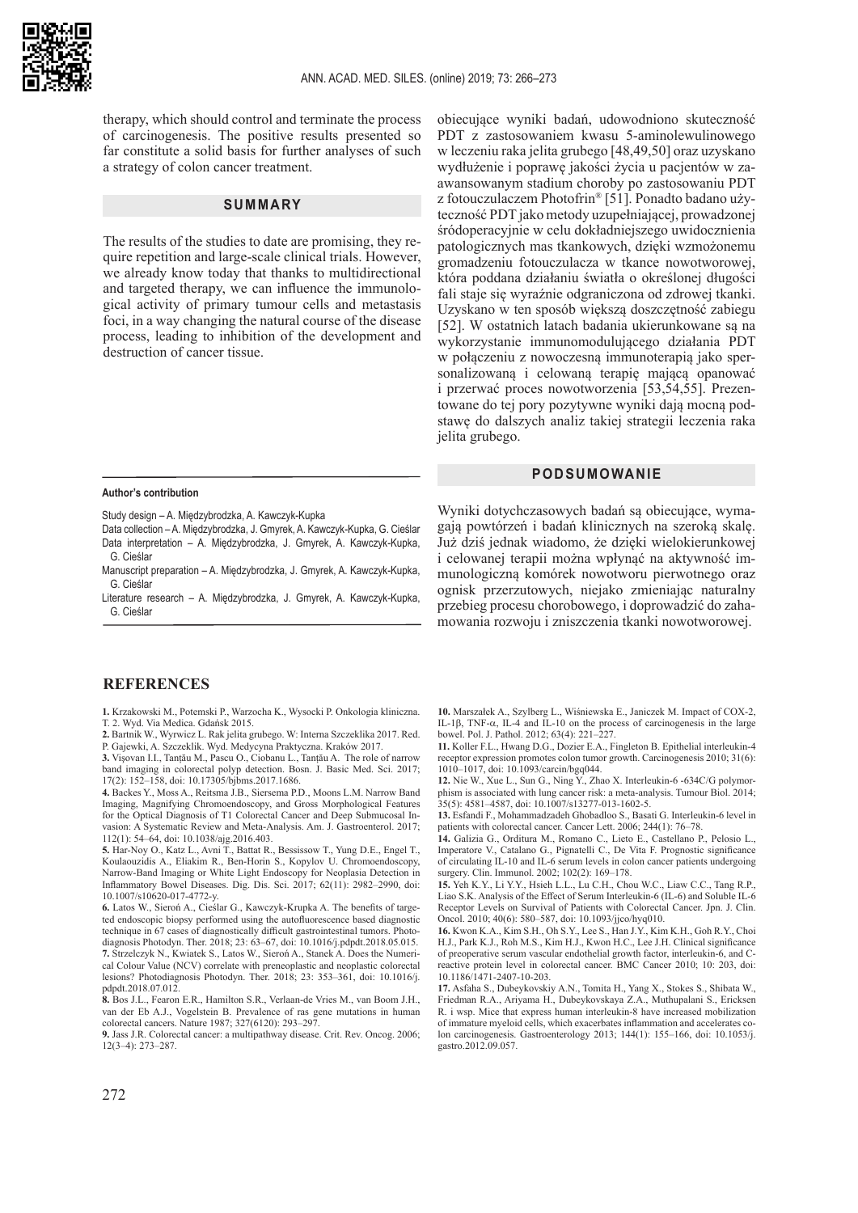therapy, which should control and terminate the process of carcinogenesis. The positive results presented so far constitute a solid basis for further analyses of such a strategy of colon cancer treatment.

## SUMMARY

The results of the studies to date are promising, they require repetition and large-scale clinical trials. However, we already know today that thanks to multidirectional and targeted therapy, we can influence the immunological activity of primary tumour cells and metastasis foci, in a way changing the natural course of the disease process, leading to inhibition of the development and destruction of cancer tissue.

**Author's contribution**

Study design – A. Międzybrodzka, A. Kawczyk-Kupka

Data collection – A. Międzybrodzka, J. Gmyrek, A. Kawczyk-Kupka, G. Cieślar

Data interpretation – A. Międzybrodzka, J. Gmyrek, A. Kawczyk-Kupka, G. Cieślar

Manuscript preparation – A. Międzybrodzka, J. Gmyrek, A. Kawczyk-Kupka, G. Cieślar

Literature research – A. Międzybrodzka, J. Gmyrek, A. Kawczyk-Kupka, G. Cieślar

obiecujące wyniki badań, udowodniono skuteczność PDT z zastosowaniem kwasu 5-aminolewulinowego w leczeniu raka jelita grubego [48,49,50] oraz uzyskano wydłużenie i poprawę jakości życia u pacjentów w zaawansowanym stadium choroby po zastosowaniu PDT z fotouczulaczem Photofrin® [51]. Ponadto badano użyteczność PDT jako metody uzupełniającej, prowadzonej śródoperacyjnie w celu dokładniejszego uwidocznienia patologicznych mas tkankowych, dzięki wzmożonemu gromadzeniu fotouczulacza w tkance nowotworowej, która poddana działaniu światła o określonej długości fali staje się wyraźnie odgraniczona od zdrowej tkanki. Uzyskano w ten sposób większą doszczętność zabiegu [52]. W ostatnich latach badania ukierunkowane są na wykorzystanie immunomodulującego działania PDT w połączeniu z nowoczesną immunoterapią jako spersonalizowaną i celowaną terapię mającą opanować i przerwać proces nowotworzenia [53,54,55]. Prezentowane do tej pory pozytywne wyniki dają mocną podstawę do dalszych analiz takiej strategii leczenia raka jelita grubego.

## PODSUMOWANIE

Wyniki dotychczasowych badań są obiecujące, wymagają powtórzeń i badań klinicznych na szeroką skalę. Już dziś jednak wiadomo, że dzięki wielokierunkowej i celowanej terapii można wpłynąć na aktywność immunologiczną komórek nowotworu pierwotnego oraz ognisk przerzutowych, niejako zmieniając naturalny przebieg procesu chorobowego, i doprowadzić do zahamowania rozwoju i zniszczenia tkanki nowotworowej.

## REFERENCES

**1.** Krzakowski M., Potemski P., Warzocha K., Wysocki P. Onkologia kliniczna. T. 2. Wyd. Via Medica. Gdańsk 2015.

**2.** Bartnik W., Wyrwicz L. Rak jelita grubego. W: Interna Szczeklika 2017. Red. P. Gajewki, A. Szczeklik. Wyd. Medycyna Praktyczna. Kraków 2017.

**3.** Vişovan I.I., Tanţău M., Pascu O., Ciobanu L., Tanţău A. The role of narrow band imaging in colorectal polyp detection. Bosn. J. Basic Med. Sci. 2017; 17(2): 152–158, doi: 10.17305/bjbms.2017.1686.

**4.** Backes Y., Moss A., Reitsma J.B., Siersema P.D., Moons L.M. Narrow Band Imaging, Magnifying Chromoendoscopy, and Gross Morphological Features for the Optical Diagnosis of T1 Colorectal Cancer and Deep Submucosal Invasion: A Systematic Review and Meta-Analysis. Am. J. Gastroenterol. 2017; 112(1): 54–64, doi: 10.1038/ajg.2016.403.

**5.** Har-Noy O., Katz L., Avni T., Battat R., Bessissow T., Yung D.E., Engel T., Koulaouzidis A., Eliakim R., Ben-Horin S., Kopylov U. Chromoendoscopy, Narrow-Band Imaging or White Light Endoscopy for Neoplasia Detection in Inflammatory Bowel Diseases. Dig. Dis. Sci. 2017; 62(11): 2982–2990, doi: 10.1007/s10620-017-4772-y.

**6.** Latos W., Sieroń A., Cieślar G., Kawczyk-Krupka A. The benefits of targeted endoscopic biopsy performed using the autofluorescence based diagnostic technique in 67 cases of diagnostically difficult gastrointestinal tumors. Photodiagnosis Photodyn. Ther. 2018; 23: 63–67, doi: 10.1016/j.pdpdt.2018.05.015.

**7.** Strzelczyk N., Kwiatek S., Latos W., Sieroń A., Stanek A. Does the Numerical Colour Value (NCV) correlate with preneoplastic and neoplastic colorectal lesions? Photodiagnosis Photodyn. Ther. 2018; 23: 353–361, doi: 10.1016/j.pdpdt.2018.07.012.

**8.** Bos J.L., Fearon E.R., Hamilton S.R., Verlaan-de Vries M., van Boom J.H., van der Eb A.J., Vogelstein B. Prevalence of ras gene mutations in human colorectal cancers. Nature 1987; 327(6120): 293–297.

**9.** Jass J.R. Colorectal cancer: a multipathway disease. Crit. Rev. Oncog. 2006; 12(3–4): 273–287.

**10.** Marszałek A., Szylberg L., Wiśniewska E., Janiczek M. Impact of COX-2, IL-1β, TNF-α, IL-4 and IL-10 on the process of carcinogenesis in the large bowel. Pol. J. Pathol. 2012; 63(4): 221–227.

**11.** Koller F.L., Hwang D.G., Dozier E.A., Fingleton B. Epithelial interleukin-4 receptor expression promotes colon tumor growth. Carcinogenesis 2010; 31(6): 1010–1017, doi: 10.1093/carcin/bgq044.

**12.** Nie W., Xue L., Sun G., Ning Y., Zhao X. Interleukin-6 -634C/G polymorphism is associated with lung cancer risk: a meta-analysis. Tumour Biol. 2014; 35(5): 4581–4587, doi: 10.1007/s13277-013-1602-5.

**13.** Esfandi F., Mohammadzadeh Ghobadloo S., Basati G. Interleukin-6 level in patients with colorectal cancer. Cancer Lett. 2006; 244(1): 76–78.

**14.** Galizia G., Orditura M., Romano C., Lieto E., Castellano P., Pelosio L., Imperatore V., Catalano G., Pignatelli C., De Vita F. Prognostic significance of circulating IL-10 and IL-6 serum levels in colon cancer patients undergoing surgery. Clin. Immunol. 2002; 102(2): 169–178.

**15.** Yeh K.Y., Li Y.Y., Hsieh L.L., Lu C.H., Chou W.C., Liaw C.C., Tang R.P., Liao S.K. Analysis of the Effect of Serum Interleukin-6 (IL-6) and Soluble IL-6 Receptor Levels on Survival of Patients with Colorectal Cancer. Jpn. J. Clin. Oncol. 2010; 40(6): 580–587, doi: 10.1093/jjco/hyq010.

**16.** Kwon K.A., Kim S.H., Oh S.Y., Lee S., Han J.Y., Kim K.H., Goh R.Y., Choi H.J., Park K.J., Roh M.S., Kim H.J., Kwon H.C., Lee J.H. Clinical significance of preoperative serum vascular endothelial growth factor, interleukin-6, and C-reactive protein level in colorectal cancer. BMC Cancer 2010; 10: 203, doi: 10.1186/1471-2407-10-203.

**17.** Asfaha S., Dubeykovskiy A.N., Tomita H., Yang X., Stokes S., Shibata W., Friedman R.A., Ariyama H., Dubeykovskaya Z.A., Muthupalani S., Ericksen R. i wsp. Mice that express human interleukin-8 have increased mobilization of immature myeloid cells, which exacerbates inflammation and accelerates colon carcinogenesis. Gastroenterology 2013; 144(1): 155–166, doi: 10.1053/j.gastro.2012.09.057.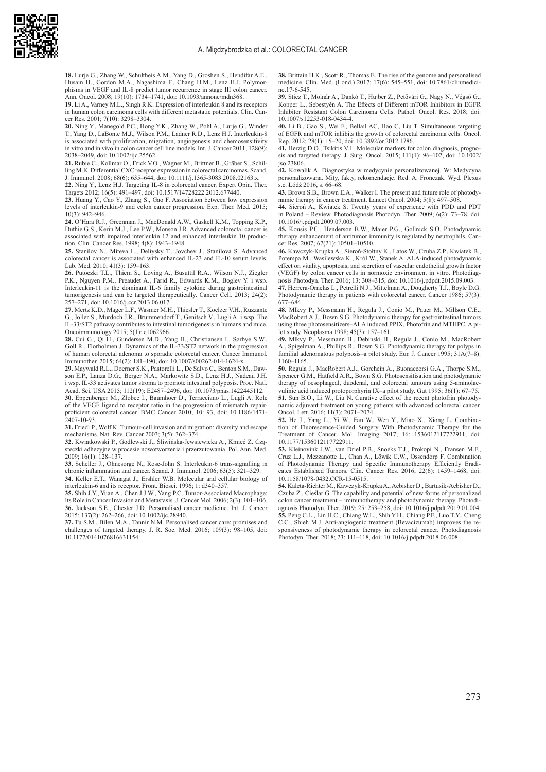**18.** Lurje G., Zhang W., Schultheis A.M., Yang D., Groshen S., Hendifar A.E., Husain H., Gordon M.A., Nagashima F., Chang H.M., Lenz H.J. Polymorphisms in VEGF and IL-8 predict tumor recurrence in stage III colon cancer. Ann. Oncol. 2008; 19(10): 1734–1741, doi: 10.1093/annonc/mdn368.

**19.** Li A., Varney M.L., Singh R.K. Expression of interleukin 8 and its receptors in human colon carcinoma cells with different metastatic potentials. Clin. Cancer Res. 2001; 7(10): 3298–3304.

**20.** Ning Y., Manegold P.C., Hong Y.K., Zhang W., Pohl A., Lurje G., Winder T., Yang D., LaBonte M.J., Wilson P.M., Ladner R.D., Lenz H.J. Interleukin-8 is associated with proliferation, migration, angiogenesis and chemosensitivity in vitro and in vivo in colon cancer cell line models. Int. J. Cancer 2011; 128(9): 2038–2049, doi: 10.1002/ijc.25562.

**21.** Rubie C., Kollmar O., Frick V.O., Wagner M., Brittner B., Gräber S., Schilling M.K. Differential CXC receptor expression in colorectal carcinomas. Scand. J. Immunol. 2008; 68(6): 635–644, doi: 10.1111/j.1365-3083.2008.02163.x.

**22.** Ning Y., Lenz H.J. Targeting IL-8 in colorectal cancer. Expert Opin. Ther. Targets 2012; 16(5): 491–497, doi: 10.1517/14728222.2012.677440.

**23.** Huang Y., Cao Y., Zhang S., Gao F. Association between low expression levels of interleukin-9 and colon cancer progression. Exp. Ther. Med. 2015; 10(3): 942–946.

**24.** O'Hara R.J., Greenman J., MacDonald A.W., Gaskell K.M., Topping K.P., Duthie G.S., Kerin M.J., Lee P.W., Monson J.R. Advanced colorectal cancer is associated with impaired interleukin 12 and enhanced interleukin 10 production. Clin. Cancer Res. 1998; 4(8): 1943–1948.

**25.** Stanilov N., Miteva L., Deliysky T., Jovchev J., Stanilova S. Advanced colorectal cancer is associated with enhanced IL-23 and IL-10 serum levels. Lab. Med. 2010; 41(3): 159–163.

**26.** Putoczki T.L., Thiem S., Loving A., Busuttil R.A., Wilson N.J., Ziegler P.K., Nguyen P.M., Preaudet A., Farid R., Edwards K.M., Boglev Y. i wsp. Interleukin-11 is the dominant IL-6 family cytokine during gastrointestinal tumorigenesis and can be targeted therapeutically. Cancer Cell. 2013; 24(2): 257–271, doi: 10.1016/j.ccr.2013.06.017.

**27.** Mertz K.D., Mager L.F., Wasmer M.H., Thiesler T., Koelzer V.H., Ruzzante G., Joller S., Murdoch J.R., Brümmendorf T., Genitsch V., Lugli A. i wsp. The IL-33/ST2 pathway contributes to intestinal tumorigenesis in humans and mice. Oncoimmunology 2015; 5(1): e1062966.

**28.** Cui G., Qi H., Gundersen M.D., Yang H., Christiansen I., Sørbye S.W., Goll R., Florholmen J. Dynamics of the IL-33/ST2 network in the progression of human colorectal adenoma to sporadic colorectal cancer. Cancer Immunol. Immunother. 2015; 64(2): 181–190, doi: 10.1007/s00262-014-1624-x.

**29.** Maywald R.L., Doerner S.K., Pastorelli L., De Salvo C., Benton S.M., Dawson E.P., Lanza D.G., Berger N.A., Markowitz S.D., Lenz H.J., Nadeau J.H. i wsp. IL-33 activates tumor stroma to promote intestinal polyposis. Proc. Natl. Acad. Sci. USA 2015; 112(19): E2487–2496, doi: 10.1073/pnas.1422445112.

**30.** Eppenberger M., Zlobec I., Baumhoer D., Terracciano L., Lugli A. Role of the VEGF ligand to receptor ratio in the progression of mismatch repair-proficient colorectal cancer. BMC Cancer 2010; 10: 93, doi: 10.1186/1471-2407-10-93.

**31.** Friedl P., Wolf K. Tumour-cell invasion and migration: diversity and escape mechanisms. Nat. Rev. Cancer 2003; 3(5): 362–374.

**32.** Kwiatkowski P., Godlewski J., Śliwińska-Jewsiewicka A., Kmieć Z. Cząsteczki adhezyjne w procesie nowotworzenia i przerzutowania. Pol. Ann. Med. 2009; 16(1): 128–137.

**33.** Scheller J., Ohnesorge N., Rose-John S. Interleukin-6 trans-signalling in chronic inflammation and cancer. Scand. J. Immunol. 2006; 63(5): 321–329.

**34.** Keller E.T., Wanagat J., Ershler W.B. Molecular and cellular biology of interleukin-6 and its receptor. Front. Biosci. 1996; 1: d340–357.

**35.** Shih J.Y., Yuan A., Chen J.J.W., Yang P.C. Tumor-Associated Macrophage: Its Role in Cancer Invasion and Metastasis. J. Cancer Mol. 2006; 2(3): 101–106.

**36.** Jackson S.E., Chester J.D. Personalised cancer medicine. Int. J. Cancer 2015; 137(2): 262–266, doi: 10.1002/ijc.28940.

**37.** Tu S.M., Bilen M.A., Tannir N.M. Personalised cancer care: promises and challenges of targeted therapy. J. R. Soc. Med. 2016; 109(3): 98–105, doi: 10.1177/0141076816631154.

**38.** Brittain H.K., Scott R., Thomas E. The rise of the genome and personalised medicine. Clin. Med. (Lond.) 2017; 17(6): 545–551, doi: 10.7861/clinmedicine.17-6-545.

**39.** Sticz T., Molnár A., Dankó T., Hujber Z., Petővári G., Nagy N., Végső G., Kopper L., Sebestyén A. The Effects of Different mTOR Inhibitors in EGFR Inhibitor Resistant Colon Carcinoma Cells. Pathol. Oncol. Res. 2018; doi: 10.1007/s12253-018-0434-4.

**40.** Li B., Gao S., Wei F., Bellail AC, Hao C, Liu T. Simultaneous targeting of EGFR and mTOR inhibits the growth of colorectal carcinoma cells. Oncol. Rep. 2012; 28(1): 15–20, doi: 10.3892/or.2012.1786.

**41.** Herzig D.O., Tsikitis V.L. Molecular markers for colon diagnosis, prognosis and targeted therapy. J. Surg. Oncol. 2015; 111(1): 96–102, doi: 10.1002/jso.23806.

**42.** Kowalik A. Diagnostyka w medycynie personalizowanej. W: Medycyna personalizowana. Mity, fakty, rekomendacje. Red. A. Fronczak. Wyd. Plexus s.c. Łódź 2016, s. 66–68.

**43.** Brown S.B., Brown E.A., Walker I. The present and future role of photodynamic therapy in cancer treatment. Lancet Oncol. 2004; 5(8): 497–508.

**44.** Sieroń A., Kwiatek S. Twenty years of experience with PDD and PDT in Poland – Review. Photodiagnosis Photodyn. Ther. 2009; 6(2): 73–78, doi: 10.1016/j.pdpdt.2009.07.003.

**45.** Kousis P.C., Henderson B.W., Maier P.G., Gollnick S.O. Photodynamic therapy enhancement of antitumor immunity is regulated by neutrophils. Cancer Res. 2007; 67(21): 10501–10510.

**46.** Kawczyk-Krupka A., Sieroń-Stołtny K., Latos W., Czuba Z.P., Kwiatek B., Potempa M., Wasilewska K., Król W., Stanek A. ALA-induced photodynamic effect on vitality, apoptosis, and secretion of vascular endothelial growth factor (VEGF) by colon cancer cells in normoxic environment in vitro. Photodiagnosis Photodyn. Ther. 2016; 13: 308–315, doi: 10.1016/j.pdpdt.2015.09.003.

**47.** Herrera-Ornelas L., Petrelli N.J., Mittelman A., Dougherty T.J., Boyle D.G. Photodynamic therapy in patients with colorectal cancer. Cancer 1986; 57(3): 677–684.

**48.** Mlkvy P., Messmann H., Regula J., Conio M., Pauer M., Millson C.E., MacRobert A.J., Bown S.G. Photodynamic therapy for gastrointestinal tumors using three photosensitizers–ALA induced PPIX, Photofrin and MTHPC. A pilot study. Neoplasma 1998; 45(3): 157–161.

**49.** Mlkvy P., Messmann H., Debinski H., Regula J., Conio M., MacRobert A., Spigelman A., Phillips R., Bown S.G. Photodynamic therapy for polyps in familial adenomatous polyposis–a pilot study. Eur. J. Cancer 1995; 31A(7–8): 1160–1165.

**50.** Regula J., MacRobert A.J., Gorchein A., Buonaccorsi G.A., Thorpe S.M., Spencer G.M., Hatfield A.R., Bown S.G. Photosensitisation and photodynamic therapy of oesophageal, duodenal, and colorectal tumours using 5-aminolaevulinic acid induced protoporphyrin IX–a pilot study. Gut 1995; 36(1): 67–75.

**51.** Sun B.O., Li W., Liu N. Curative effect of the recent photofrin photodynamic adjuvant treatment on young patients with advanced colorectal cancer. Oncol. Lett. 2016; 11(3): 2071–2074.

**52.** He J., Yang L., Yi W., Fan W., Wen Y., Miao X., Xiong L. Combination of Fluorescence-Guided Surgery With Photodynamic Therapy for the Treatment of Cancer. Mol. Imaging 2017; 16: 1536012117722911, doi: 10.1177/1536012117722911.

**53.** Kleinovink J.W., van Driel P.B., Snoeks T.J., Prokopi N., Fransen M.F., Cruz L.J., Mezzanotte L., Chan A., Löwik C.W., Ossendorp F. Combination of Photodynamic Therapy and Specific Immunotherapy Efficiently Eradicates Established Tumors. Clin. Cancer Res. 2016; 22(6): 1459–1468, doi: 10.1158/1078-0432.CCR-15-0515.

**54.** Kaleta-Richter M., Kawczyk-Krupka A., Aebisher D., Bartusik-Aebisher D., Czuba Z., Cieślar G. The capability and potential of new forms of personalized colon cancer treatment – immunotherapy and photodynamic therapy. Photodiagnosis Photodyn. Ther. 2019; 25: 253–258, doi: 10.1016/j.pdpdt.2019.01.004.

**55.** Peng C.L., Lin H.C., Chiang W.L., Shih Y.H., Chiang P.F., Luo T.Y., Cheng C.C., Shieh M.J. Anti-angiogenic treatment (Bevacizumab) improves the responsiveness of photodynamic therapy in colorectal cancer. Photodiagnosis Photodyn. Ther. 2018; 23: 111–118, doi: 10.1016/j.pdpdt.2018.06.008.